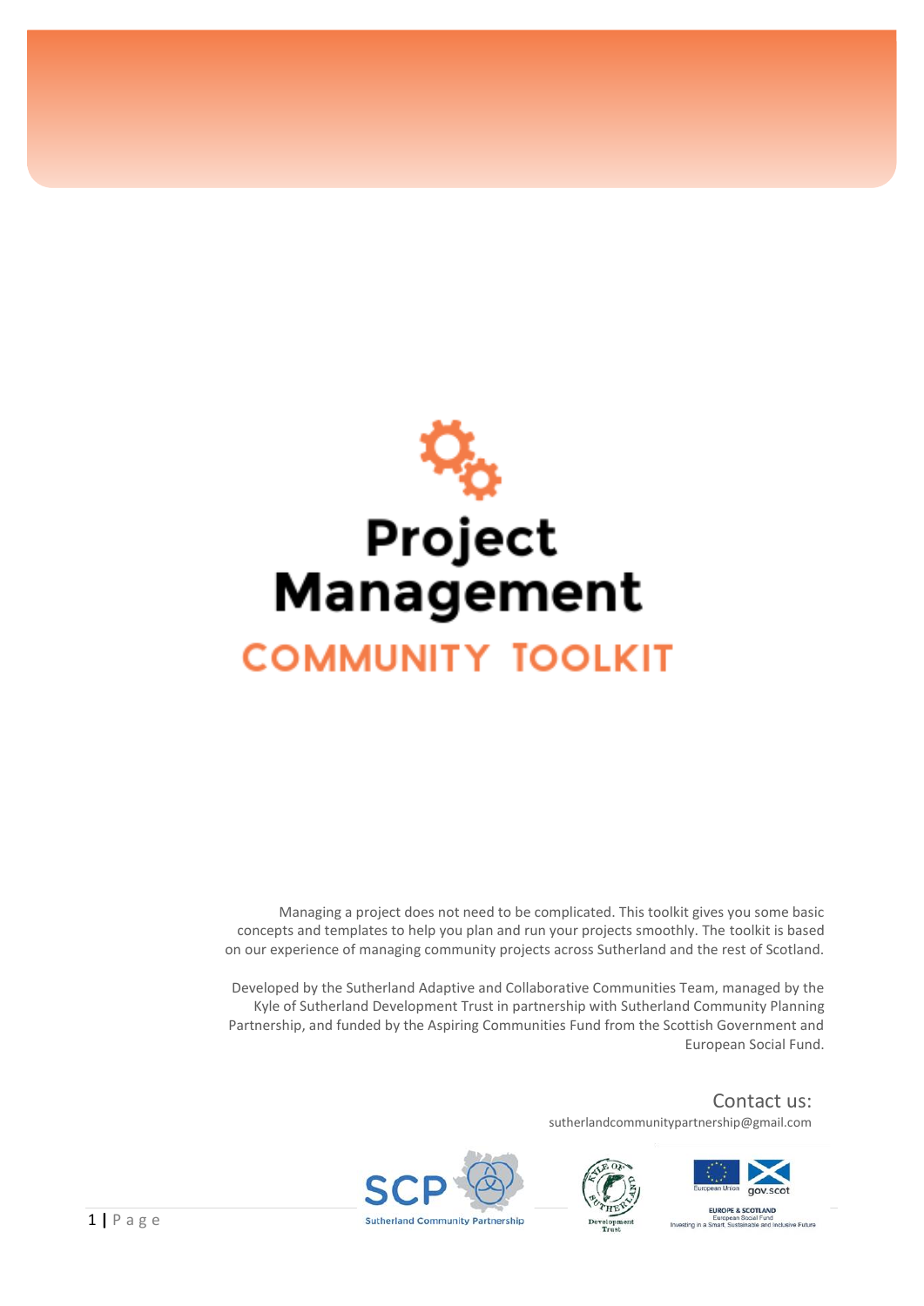# Project Management

## COMMUNITY TOOLKIT

Managing a project does not need to be complicated. This toolkit gives you some basic concepts and templates to help you plan and run your projects smoothly. The toolkit is based on our experience of managing community projects across Sutherland and the rest of Scotland.

Developed by the Sutherland Adaptive and Collaborative Communities Team, managed by the Kyle of Sutherland Development Trust in partnership with Sutherland Community Planning Partnership, and funded by the Aspiring Communities Fund from the Scottish Government and European Social Fund.

Contact us:

sutherlandcommunitypartnership@gmail.com

SCP Sutherland Community Partnership

Kyle of Sutherland Development Trust

European Union | gov.scot

EUROPE & SCOTLAND
European Social Fund
Investing in a Smart, Sustainable and Inclusive Future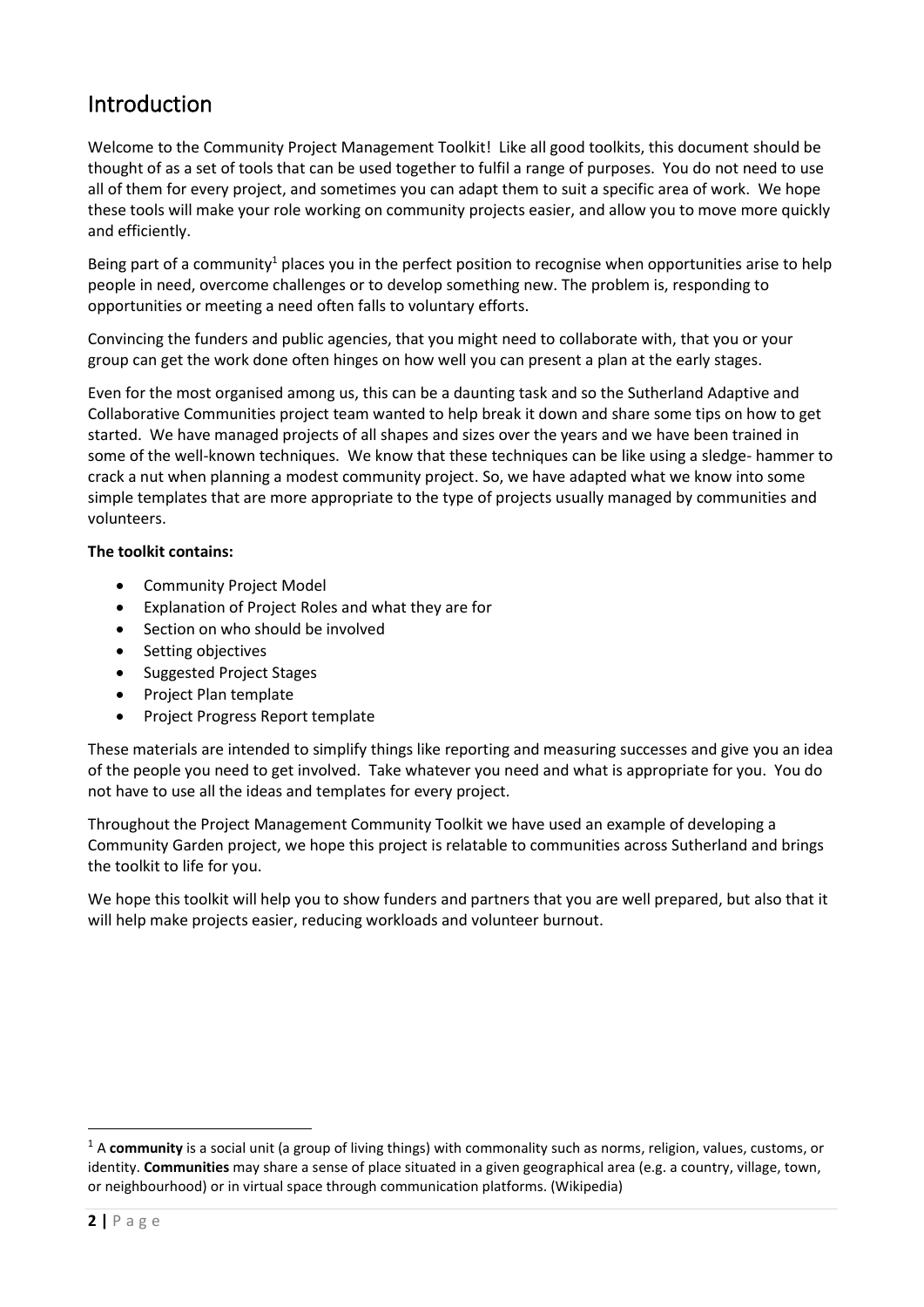## Introduction

Welcome to the Community Project Management Toolkit! Like all good toolkits, this document should be thought of as a set of tools that can be used together to fulfil a range of purposes. You do not need to use all of them for every project, and sometimes you can adapt them to suit a specific area of work. We hope these tools will make your role working on community projects easier, and allow you to move more quickly and efficiently.

Being part of a community[1] places you in the perfect position to recognise when opportunities arise to help people in need, overcome challenges or to develop something new. The problem is, responding to opportunities or meeting a need often falls to voluntary efforts.

Convincing the funders and public agencies, that you might need to collaborate with, that you or your group can get the work done often hinges on how well you can present a plan at the early stages.

Even for the most organised among us, this can be a daunting task and so the Sutherland Adaptive and Collaborative Communities project team wanted to help break it down and share some tips on how to get started. We have managed projects of all shapes and sizes over the years and we have been trained in some of the well-known techniques. We know that these techniques can be like using a sledge- hammer to crack a nut when planning a modest community project. So, we have adapted what we know into some simple templates that are more appropriate to the type of projects usually managed by communities and volunteers.

**The toolkit contains:**

- Community Project Model
- Explanation of Project Roles and what they are for
- Section on who should be involved
- Setting objectives
- Suggested Project Stages
- Project Plan template
- Project Progress Report template

These materials are intended to simplify things like reporting and measuring successes and give you an idea of the people you need to get involved. Take whatever you need and what is appropriate for you. You do not have to use all the ideas and templates for every project.

Throughout the Project Management Community Toolkit we have used an example of developing a Community Garden project, we hope this project is relatable to communities across Sutherland and brings the toolkit to life for you.

We hope this toolkit will help you to show funders and partners that you are well prepared, but also that it will help make projects easier, reducing workloads and volunteer burnout.

---

[1] A **community** is a social unit (a group of living things) with commonality such as norms, religion, values, customs, or identity. **Communities** may share a sense of place situated in a given geographical area (e.g. a country, village, town, or neighbourhood) or in virtual space through communication platforms. (Wikipedia)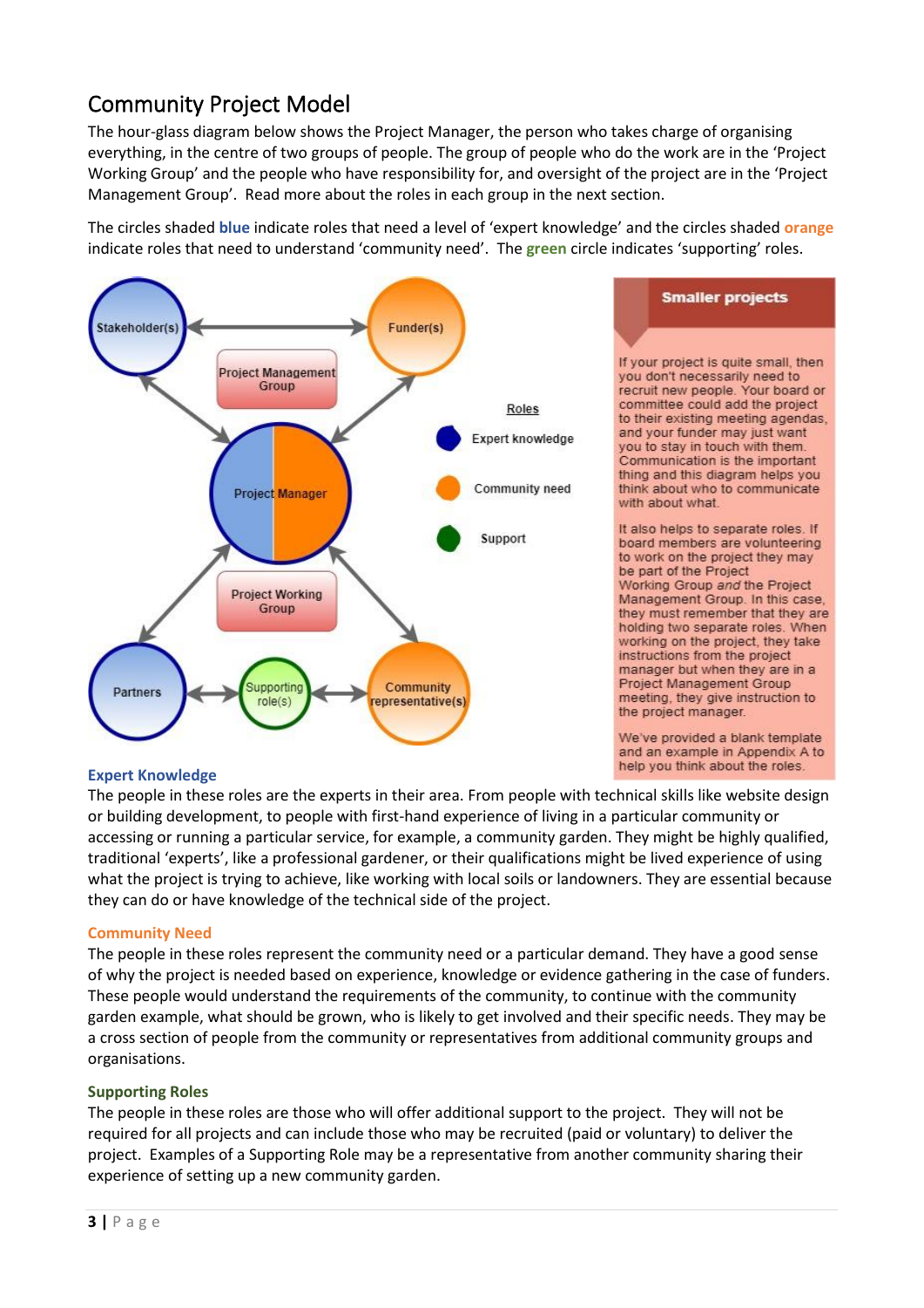## Community Project Model

The hour-glass diagram below shows the Project Manager, the person who takes charge of organising everything, in the centre of two groups of people. The group of people who do the work are in the 'Project Working Group' and the people who have responsibility for, and oversight of the project are in the 'Project Management Group'. Read more about the roles in each group in the next section.

The circles shaded **blue** indicate roles that need a level of 'expert knowledge' and the circles shaded **orange** indicate roles that need to understand 'community need'. The **green** circle indicates 'supporting' roles.

Stakeholder(s)

Funder(s)

Project Management Group

Project Manager

Project Working Group

Partners

Supporting role(s)

Community representative(s)

Roles

- Expert knowledge
- Community need
- Support

> **Smaller projects**
>
> If your project is quite small, then you don't necessarily need to recruit new people. Your board or committee could add the project to their existing meeting agendas, and your funder may just want you to stay in touch with them. Communication is the important thing and this diagram helps you think about who to communicate with about what.
>
> It also helps to separate roles. If board members are volunteering to work on the project they may be part of the Project Working Group *and* the Project Management Group. In this case, they must remember that they are holding two separate roles. When working on the project, they take instructions from the project manager but when they are in a Project Management Group meeting, they give instruction to the project manager.
>
> We've provided a blank template and an example in Appendix A to help you think about the roles.

### Expert Knowledge

The people in these roles are the experts in their area. From people with technical skills like website design or building development, to people with first-hand experience of living in a particular community or accessing or running a particular service, for example, a community garden. They might be highly qualified, traditional 'experts', like a professional gardener, or their qualifications might be lived experience of using what the project is trying to achieve, like working with local soils or landowners. They are essential because they can do or have knowledge of the technical side of the project.

### Community Need

The people in these roles represent the community need or a particular demand. They have a good sense of why the project is needed based on experience, knowledge or evidence gathering in the case of funders. These people would understand the requirements of the community, to continue with the community garden example, what should be grown, who is likely to get involved and their specific needs. They may be a cross section of people from the community or representatives from additional community groups and organisations.

### Supporting Roles

The people in these roles are those who will offer additional support to the project. They will not be required for all projects and can include those who may be recruited (paid or voluntary) to deliver the project. Examples of a Supporting Role may be a representative from another community sharing their experience of setting up a new community garden.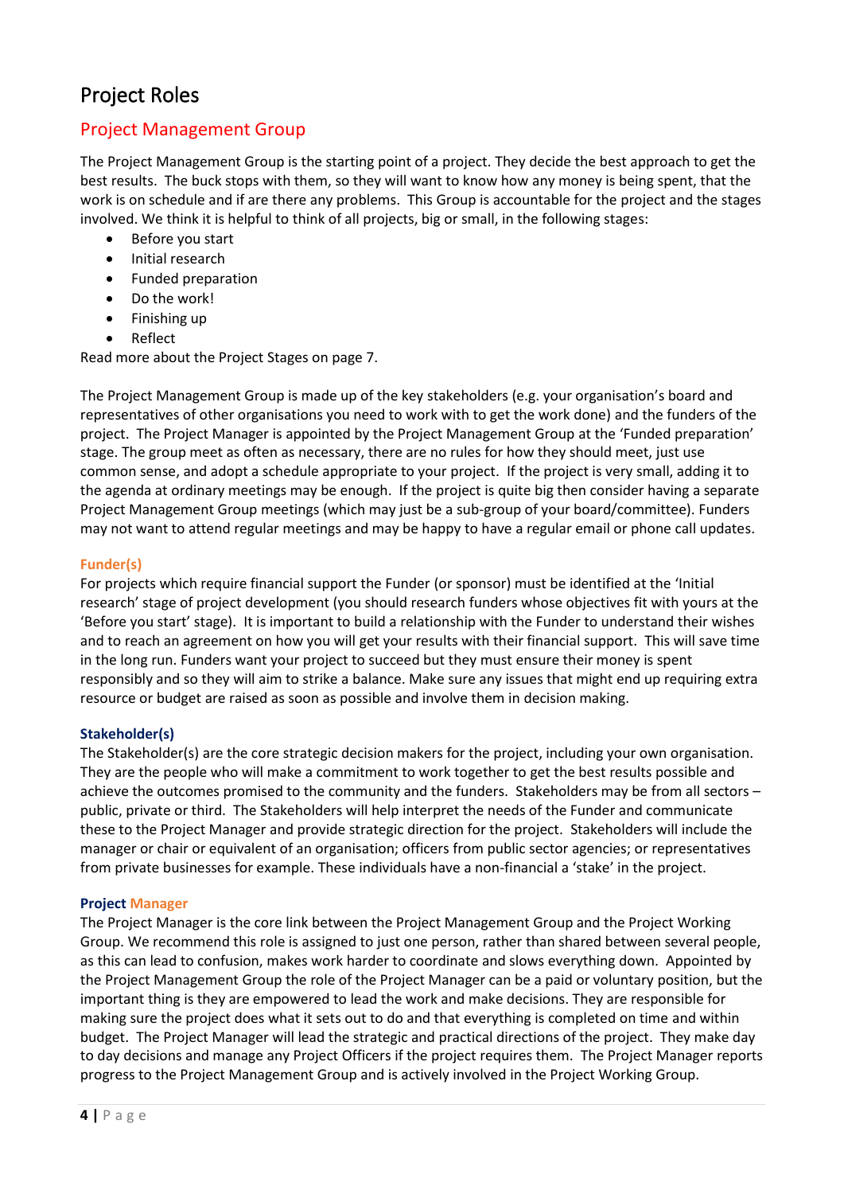# Project Roles

## Project Management Group

The Project Management Group is the starting point of a project. They decide the best approach to get the best results. The buck stops with them, so they will want to know how any money is being spent, that the work is on schedule and if are there any problems. This Group is accountable for the project and the stages involved. We think it is helpful to think of all projects, big or small, in the following stages:

- Before you start
- Initial research
- Funded preparation
- Do the work!
- Finishing up
- Reflect

Read more about the Project Stages on page 7.

The Project Management Group is made up of the key stakeholders (e.g. your organisation's board and representatives of other organisations you need to work with to get the work done) and the funders of the project. The Project Manager is appointed by the Project Management Group at the 'Funded preparation' stage. The group meet as often as necessary, there are no rules for how they should meet, just use common sense, and adopt a schedule appropriate to your project. If the project is very small, adding it to the agenda at ordinary meetings may be enough. If the project is quite big then consider having a separate Project Management Group meetings (which may just be a sub-group of your board/committee). Funders may not want to attend regular meetings and may be happy to have a regular email or phone call updates.

### Funder(s)

For projects which require financial support the Funder (or sponsor) must be identified at the 'Initial research' stage of project development (you should research funders whose objectives fit with yours at the 'Before you start' stage). It is important to build a relationship with the Funder to understand their wishes and to reach an agreement on how you will get your results with their financial support. This will save time in the long run. Funders want your project to succeed but they must ensure their money is spent responsibly and so they will aim to strike a balance. Make sure any issues that might end up requiring extra resource or budget are raised as soon as possible and involve them in decision making.

### Stakeholder(s)

The Stakeholder(s) are the core strategic decision makers for the project, including your own organisation. They are the people who will make a commitment to work together to get the best results possible and achieve the outcomes promised to the community and the funders. Stakeholders may be from all sectors – public, private or third. The Stakeholders will help interpret the needs of the Funder and communicate these to the Project Manager and provide strategic direction for the project. Stakeholders will include the manager or chair or equivalent of an organisation; officers from public sector agencies; or representatives from private businesses for example. These individuals have a non-financial a 'stake' in the project.

### Project Manager

The Project Manager is the core link between the Project Management Group and the Project Working Group. We recommend this role is assigned to just one person, rather than shared between several people, as this can lead to confusion, makes work harder to coordinate and slows everything down. Appointed by the Project Management Group the role of the Project Manager can be a paid or voluntary position, but the important thing is they are empowered to lead the work and make decisions. They are responsible for making sure the project does what it sets out to do and that everything is completed on time and within budget. The Project Manager will lead the strategic and practical directions of the project. They make day to day decisions and manage any Project Officers if the project requires them. The Project Manager reports progress to the Project Management Group and is actively involved in the Project Working Group.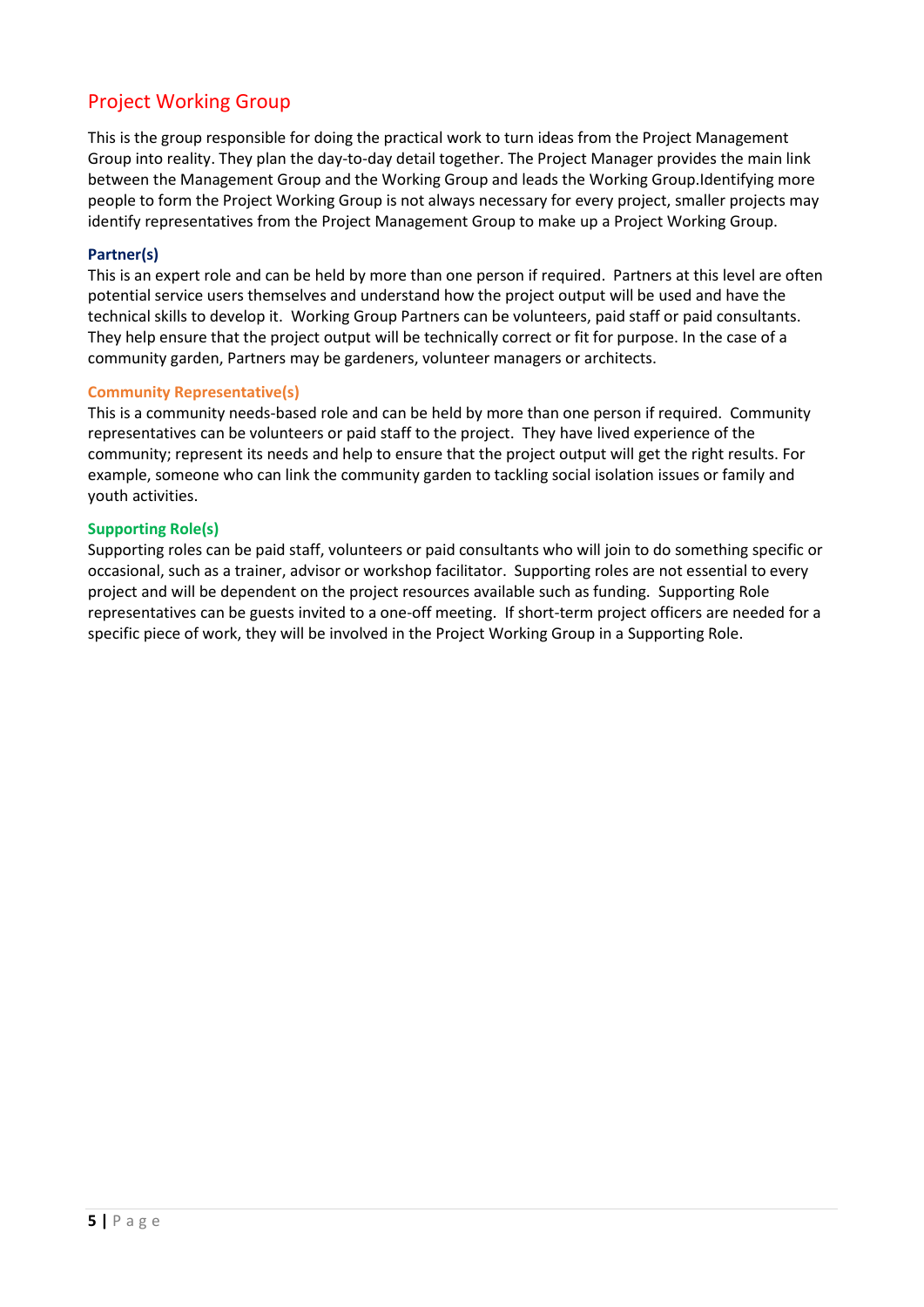## Project Working Group

This is the group responsible for doing the practical work to turn ideas from the Project Management Group into reality. They plan the day-to-day detail together. The Project Manager provides the main link between the Management Group and the Working Group and leads the Working Group.Identifying more people to form the Project Working Group is not always necessary for every project, smaller projects may identify representatives from the Project Management Group to make up a Project Working Group.

### Partner(s)

This is an expert role and can be held by more than one person if required. Partners at this level are often potential service users themselves and understand how the project output will be used and have the technical skills to develop it. Working Group Partners can be volunteers, paid staff or paid consultants. They help ensure that the project output will be technically correct or fit for purpose. In the case of a community garden, Partners may be gardeners, volunteer managers or architects.

### Community Representative(s)

This is a community needs-based role and can be held by more than one person if required. Community representatives can be volunteers or paid staff to the project. They have lived experience of the community; represent its needs and help to ensure that the project output will get the right results. For example, someone who can link the community garden to tackling social isolation issues or family and youth activities.

### Supporting Role(s)

Supporting roles can be paid staff, volunteers or paid consultants who will join to do something specific or occasional, such as a trainer, advisor or workshop facilitator. Supporting roles are not essential to every project and will be dependent on the project resources available such as funding. Supporting Role representatives can be guests invited to a one-off meeting. If short-term project officers are needed for a specific piece of work, they will be involved in the Project Working Group in a Supporting Role.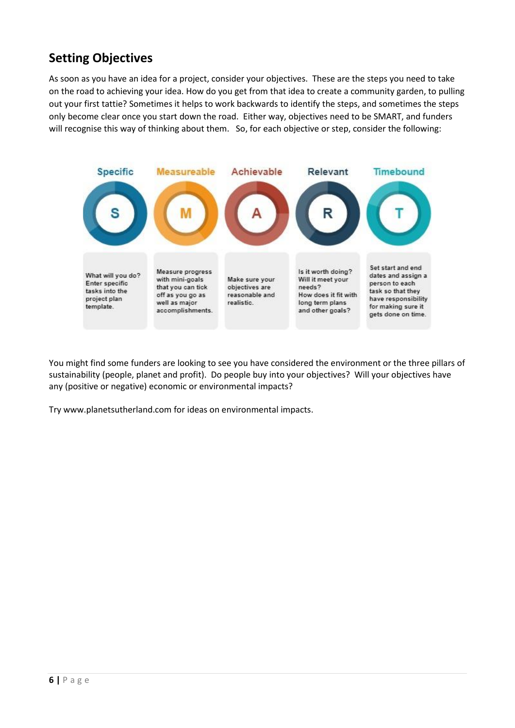## Setting Objectives

As soon as you have an idea for a project, consider your objectives. These are the steps you need to take on the road to achieving your idea. How do you get from that idea to create a community garden, to pulling out your first tattie? Sometimes it helps to work backwards to identify the steps, and sometimes the steps only become clear once you start down the road. Either way, objectives need to be SMART, and funders will recognise this way of thinking about them. So, for each objective or step, consider the following:

| Specific | Measureable | Achievable | Relevant | Timebound |
|---|---|---|---|---|
| S | M | A | R | T |
| What will you do? Enter specific tasks into the project plan template. | Measure progress with mini-goals that you can tick off as you go as well as major accomplishments. | Make sure your objectives are reasonable and realistic. | Is it worth doing? Will it meet your needs? How does it fit with long term plans and other goals? | Set start and end dates and assign a person to each task so that they have responsibility for making sure it gets done on time. |

You might find some funders are looking to see you have considered the environment or the three pillars of sustainability (people, planet and profit). Do people buy into your objectives? Will your objectives have any (positive or negative) economic or environmental impacts?

Try www.planetsutherland.com for ideas on environmental impacts.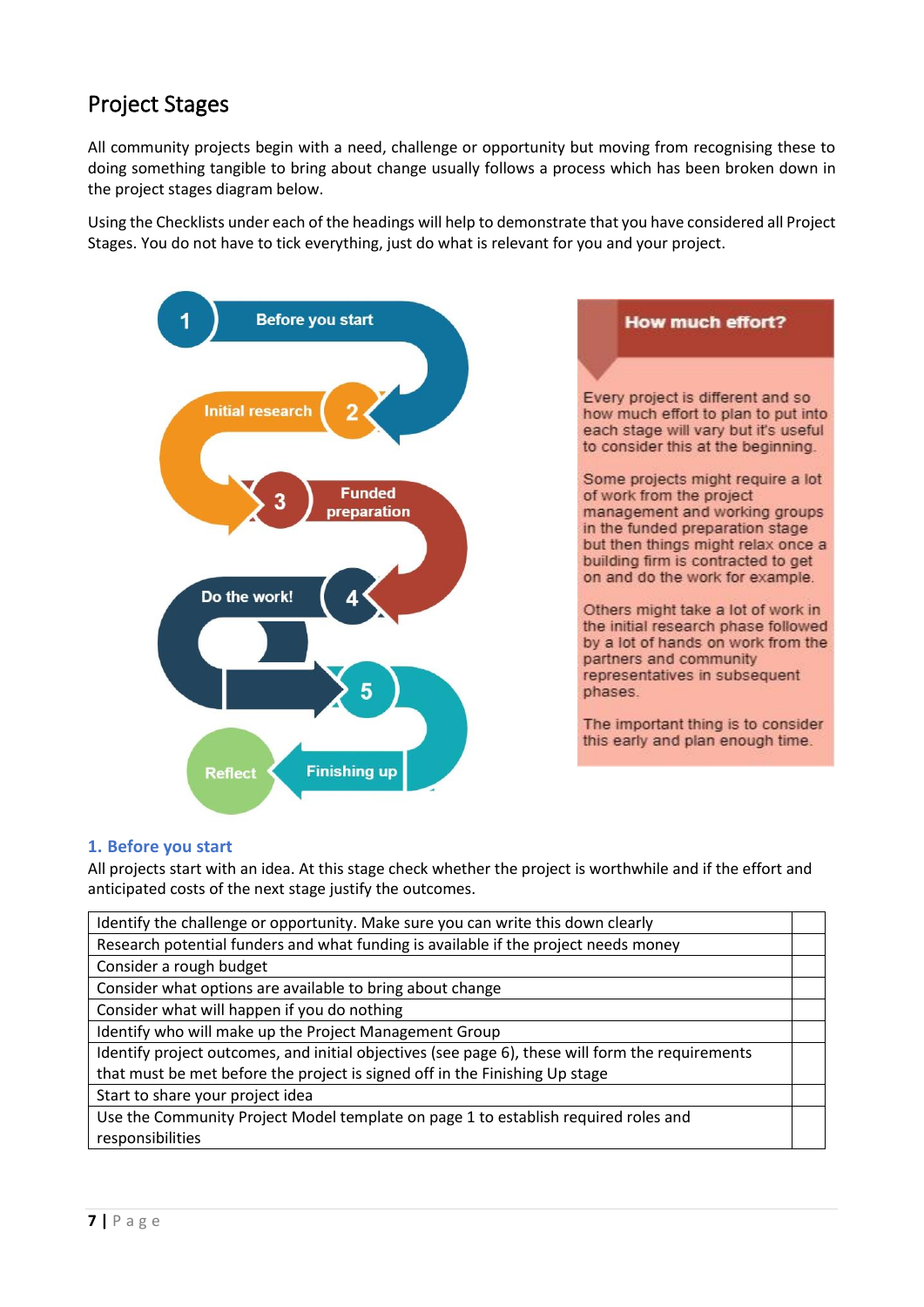## Project Stages

All community projects begin with a need, challenge or opportunity but moving from recognising these to doing something tangible to bring about change usually follows a process which has been broken down in the project stages diagram below.

Using the Checklists under each of the headings will help to demonstrate that you have considered all Project Stages. You do not have to tick everything, just do what is relevant for you and your project.

1 Before you start

2 Initial research

3 Funded preparation

4 Do the work!

5 Finishing up

Reflect

**How much effort?**

Every project is different and so how much effort to plan to put into each stage will vary but it's useful to consider this at the beginning.

Some projects might require a lot of work from the project management and working groups in the funded preparation stage but then things might relax once a building firm is contracted to get on and do the work for example.

Others might take a lot of work in the initial research phase followed by a lot of hands on work from the partners and community representatives in subsequent phases.

The important thing is to consider this early and plan enough time.

### 1. Before you start

All projects start with an idea. At this stage check whether the project is worthwhile and if the effort and anticipated costs of the next stage justify the outcomes.

| | |
|---|---|
| Identify the challenge or opportunity. Make sure you can write this down clearly | |
| Research potential funders and what funding is available if the project needs money | |
| Consider a rough budget | |
| Consider what options are available to bring about change | |
| Consider what will happen if you do nothing | |
| Identify who will make up the Project Management Group | |
| Identify project outcomes, and initial objectives (see page 6), these will form the requirements that must be met before the project is signed off in the Finishing Up stage | |
| Start to share your project idea | |
| Use the Community Project Model template on page 1 to establish required roles and responsibilities | |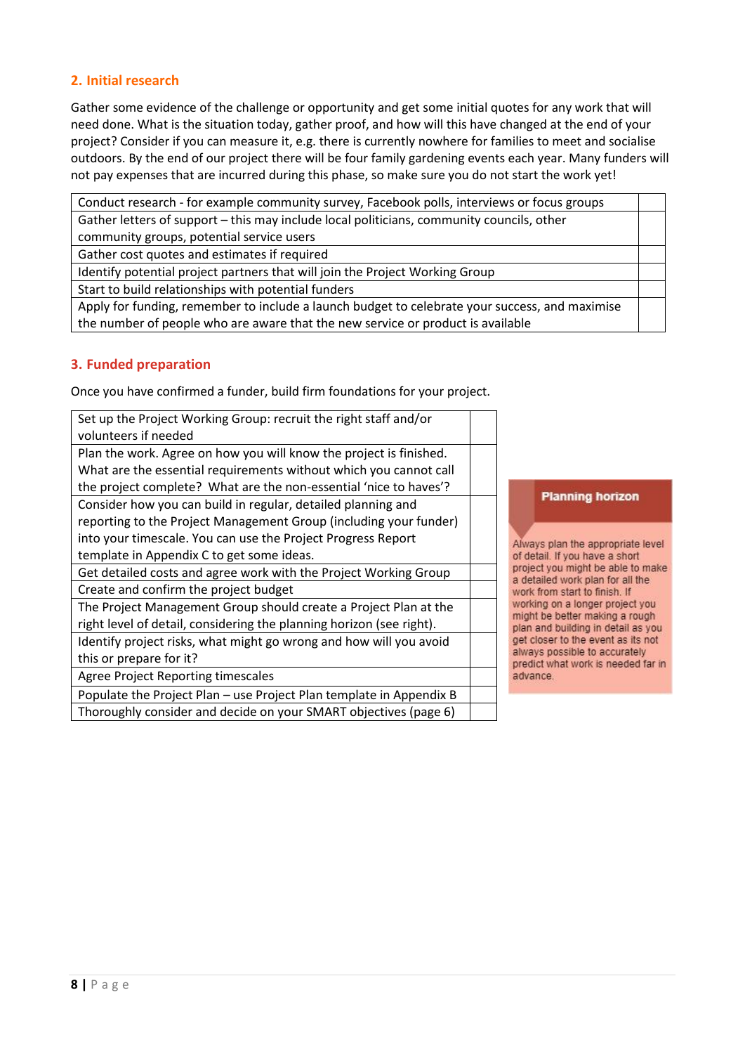## 2. Initial research

Gather some evidence of the challenge or opportunity and get some initial quotes for any work that will need done. What is the situation today, gather proof, and how will this have changed at the end of your project? Consider if you can measure it, e.g. there is currently nowhere for families to meet and socialise outdoors. By the end of our project there will be four family gardening events each year. Many funders will not pay expenses that are incurred during this phase, so make sure you do not start the work yet!

| | |
|---|---|
| Conduct research - for example community survey, Facebook polls, interviews or focus groups | |
| Gather letters of support – this may include local politicians, community councils, other community groups, potential service users | |
| Gather cost quotes and estimates if required | |
| Identify potential project partners that will join the Project Working Group | |
| Start to build relationships with potential funders | |
| Apply for funding, remember to include a launch budget to celebrate your success, and maximise the number of people who are aware that the new service or product is available | |

## 3. Funded preparation

Once you have confirmed a funder, build firm foundations for your project.

| | |
|---|---|
| Set up the Project Working Group: recruit the right staff and/or volunteers if needed | |
| Plan the work. Agree on how you will know the project is finished. What are the essential requirements without which you cannot call the project complete? What are the non-essential 'nice to haves'? | |
| Consider how you can build in regular, detailed planning and reporting to the Project Management Group (including your funder) into your timescale. You can use the Project Progress Report template in Appendix C to get some ideas. | |
| Get detailed costs and agree work with the Project Working Group | |
| Create and confirm the project budget | |
| The Project Management Group should create a Project Plan at the right level of detail, considering the planning horizon (see right). | |
| Identify project risks, what might go wrong and how will you avoid this or prepare for it? | |
| Agree Project Reporting timescales | |
| Populate the Project Plan – use Project Plan template in Appendix B | |
| Thoroughly consider and decide on your SMART objectives (page 6) | |

**Planning horizon**

Always plan the appropriate level of detail. If you have a short project you might be able to make a detailed work plan for all the work from start to finish. If working on a longer project you might be better making a rough plan and building in detail as you get closer to the event as its not always possible to accurately predict what work is needed far in advance.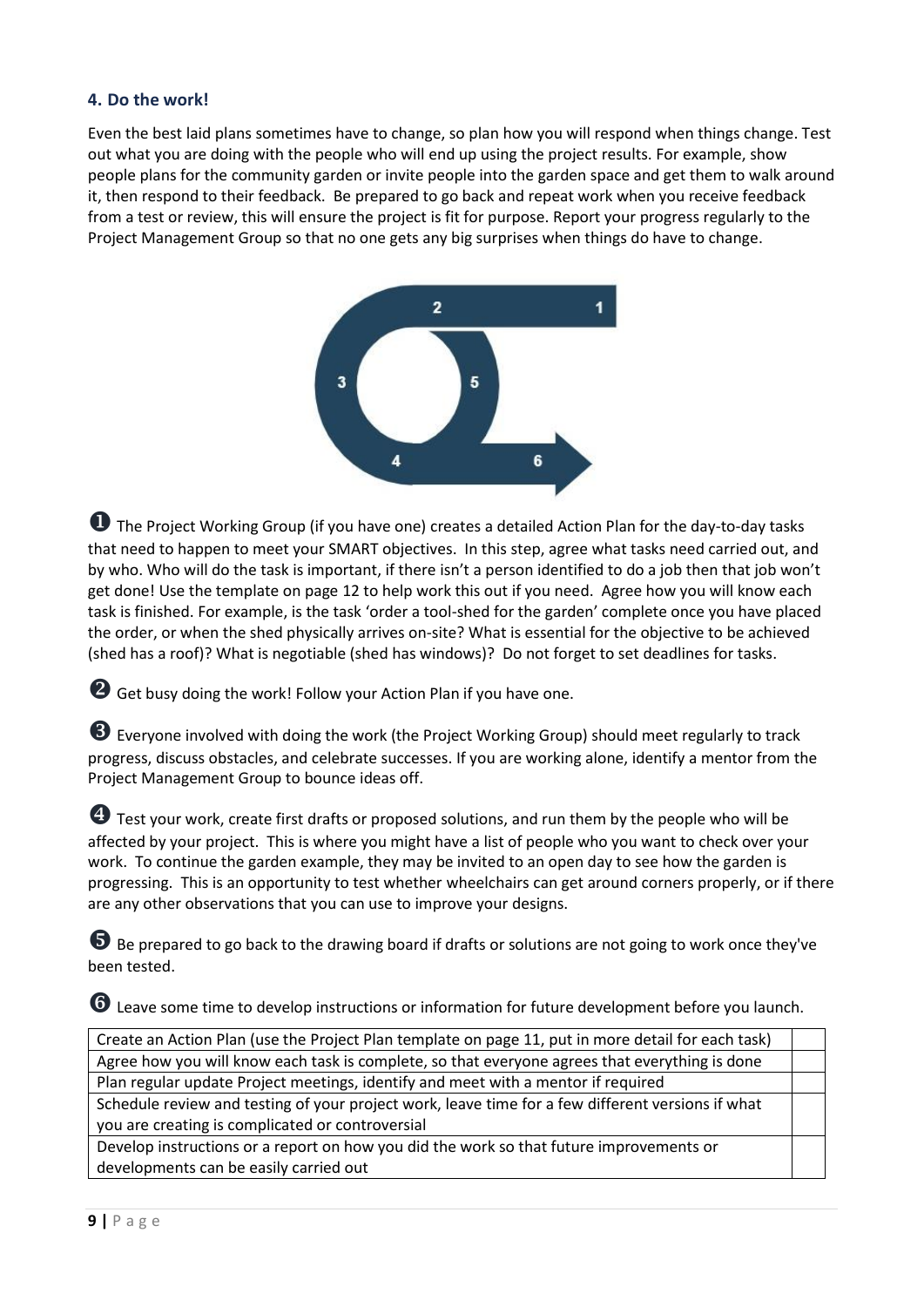### 4. Do the work!

Even the best laid plans sometimes have to change, so plan how you will respond when things change. Test out what you are doing with the people who will end up using the project results. For example, show people plans for the community garden or invite people into the garden space and get them to walk around it, then respond to their feedback. Be prepared to go back and repeat work when you receive feedback from a test or review, this will ensure the project is fit for purpose. Report your progress regularly to the Project Management Group so that no one gets any big surprises when things do have to change.

➊ The Project Working Group (if you have one) creates a detailed Action Plan for the day-to-day tasks that need to happen to meet your SMART objectives. In this step, agree what tasks need carried out, and by who. Who will do the task is important, if there isn't a person identified to do a job then that job won't get done! Use the template on page 12 to help work this out if you need. Agree how you will know each task is finished. For example, is the task 'order a tool-shed for the garden' complete once you have placed the order, or when the shed physically arrives on-site? What is essential for the objective to be achieved (shed has a roof)? What is negotiable (shed has windows)? Do not forget to set deadlines for tasks.

➋ Get busy doing the work! Follow your Action Plan if you have one.

➌ Everyone involved with doing the work (the Project Working Group) should meet regularly to track progress, discuss obstacles, and celebrate successes. If you are working alone, identify a mentor from the Project Management Group to bounce ideas off.

➍ Test your work, create first drafts or proposed solutions, and run them by the people who will be affected by your project. This is where you might have a list of people who you want to check over your work. To continue the garden example, they may be invited to an open day to see how the garden is progressing. This is an opportunity to test whether wheelchairs can get around corners properly, or if there are any other observations that you can use to improve your designs.

➎ Be prepared to go back to the drawing board if drafts or solutions are not going to work once they've been tested.

➏ Leave some time to develop instructions or information for future development before you launch.

| | |
|---|---|
| Create an Action Plan (use the Project Plan template on page 11, put in more detail for each task) | |
| Agree how you will know each task is complete, so that everyone agrees that everything is done | |
| Plan regular update Project meetings, identify and meet with a mentor if required | |
| Schedule review and testing of your project work, leave time for a few different versions if what you are creating is complicated or controversial | |
| Develop instructions or a report on how you did the work so that future improvements or developments can be easily carried out | |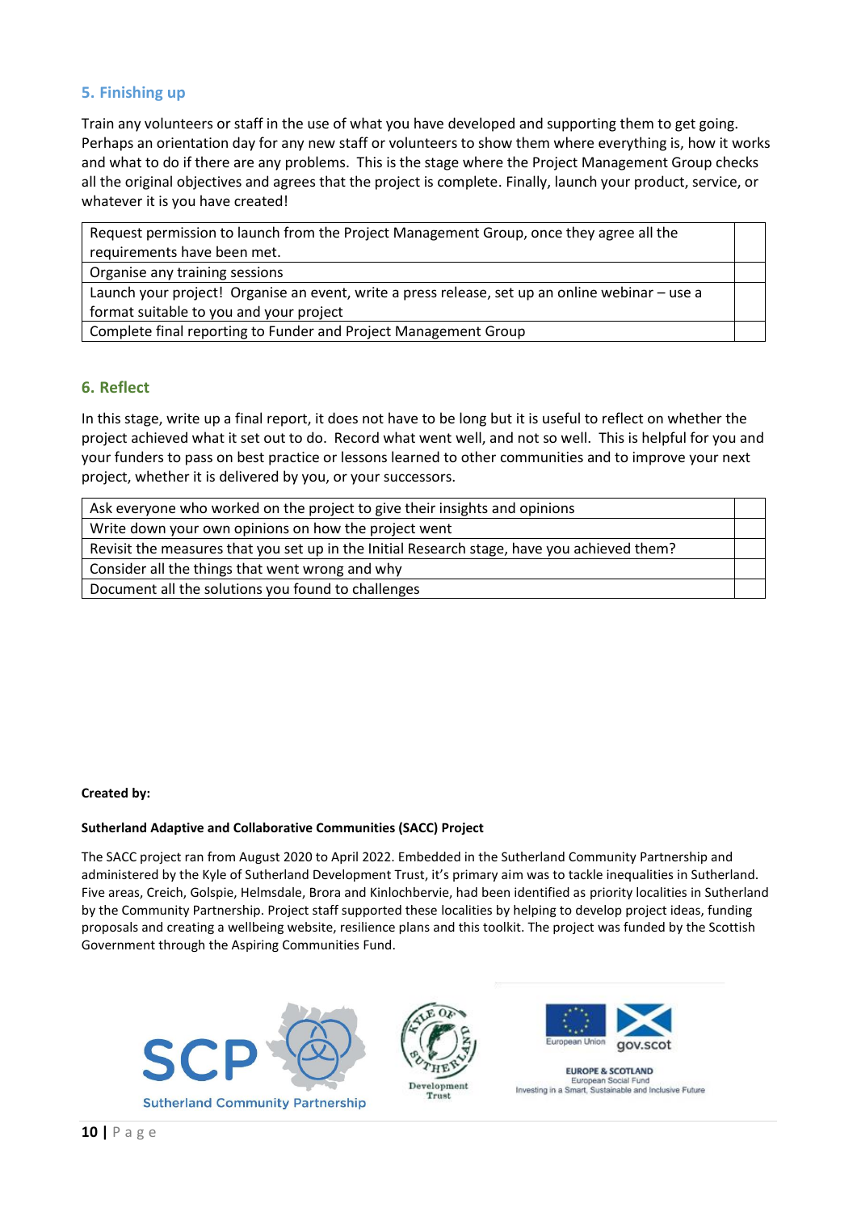## 5. Finishing up

Train any volunteers or staff in the use of what you have developed and supporting them to get going. Perhaps an orientation day for any new staff or volunteers to show them where everything is, how it works and what to do if there are any problems. This is the stage where the Project Management Group checks all the original objectives and agrees that the project is complete. Finally, launch your product, service, or whatever it is you have created!

| | |
|---|---|
| Request permission to launch from the Project Management Group, once they agree all the requirements have been met. | |
| Organise any training sessions | |
| Launch your project! Organise an event, write a press release, set up an online webinar – use a format suitable to you and your project | |
| Complete final reporting to Funder and Project Management Group | |

## 6. Reflect

In this stage, write up a final report, it does not have to be long but it is useful to reflect on whether the project achieved what it set out to do. Record what went well, and not so well. This is helpful for you and your funders to pass on best practice or lessons learned to other communities and to improve your next project, whether it is delivered by you, or your successors.

| | |
|---|---|
| Ask everyone who worked on the project to give their insights and opinions | |
| Write down your own opinions on how the project went | |
| Revisit the measures that you set up in the Initial Research stage, have you achieved them? | |
| Consider all the things that went wrong and why | |
| Document all the solutions you found to challenges | |

**Created by:**

**Sutherland Adaptive and Collaborative Communities (SACC) Project**

The SACC project ran from August 2020 to April 2022. Embedded in the Sutherland Community Partnership and administered by the Kyle of Sutherland Development Trust, it's primary aim was to tackle inequalities in Sutherland. Five areas, Creich, Golspie, Helmsdale, Brora and Kinlochbervie, had been identified as priority localities in Sutherland by the Community Partnership. Project staff supported these localities by helping to develop project ideas, funding proposals and creating a wellbeing website, resilience plans and this toolkit. The project was funded by the Scottish Government through the Aspiring Communities Fund.

SCP Sutherland Community Partnership

Kyle of Sutherland Development Trust

European Union gov.scot

EUROPE & SCOTLAND
European Social Fund
Investing in a Smart, Sustainable and Inclusive Future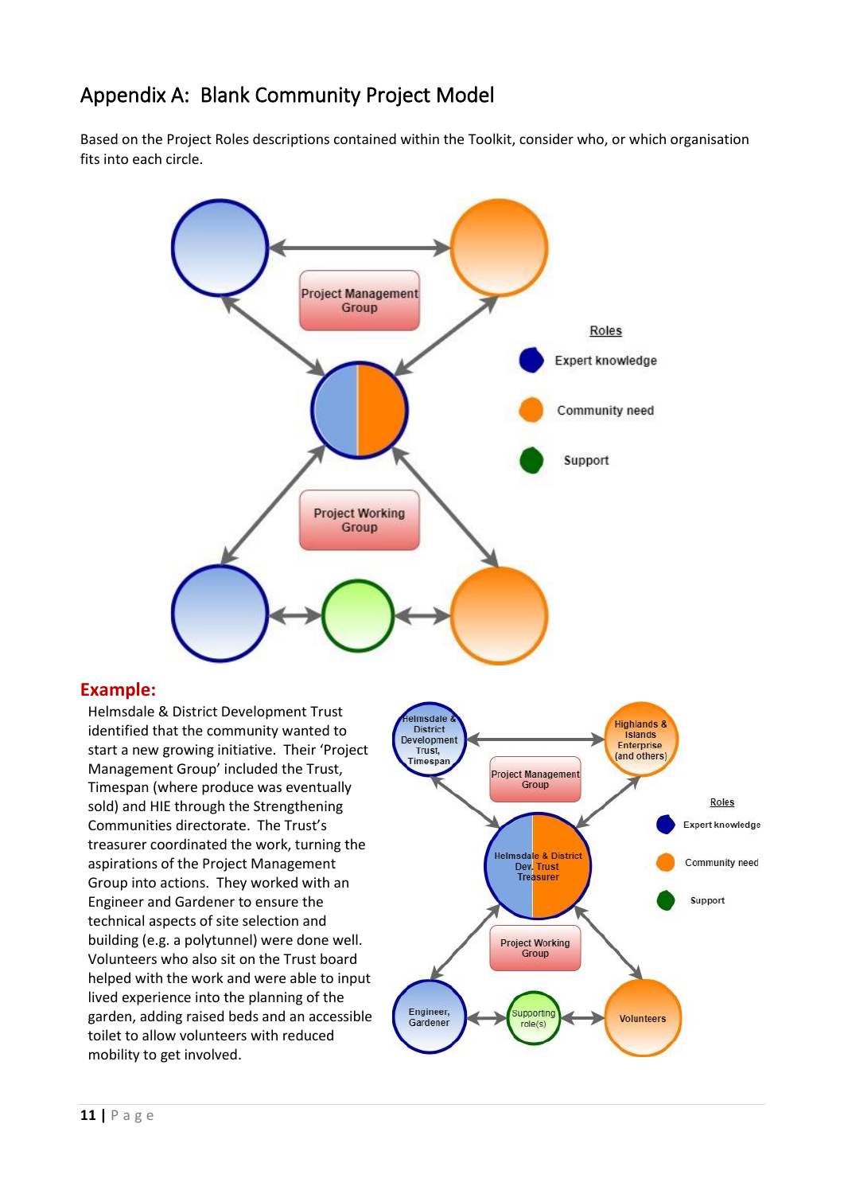# Appendix A: Blank Community Project Model

Based on the Project Roles descriptions contained within the Toolkit, consider who, or which organisation fits into each circle.

Project Management Group

Project Working Group

Roles

- Expert knowledge
- Community need
- Support

## Example:

Helmsdale & District Development Trust identified that the community wanted to start a new growing initiative. Their 'Project Management Group' included the Trust, Timespan (where produce was eventually sold) and HIE through the Strengthening Communities directorate. The Trust's treasurer coordinated the work, turning the aspirations of the Project Management Group into actions. They worked with an Engineer and Gardener to ensure the technical aspects of site selection and building (e.g. a polytunnel) were done well. Volunteers who also sit on the Trust board helped with the work and were able to input lived experience into the planning of the garden, adding raised beds and an accessible toilet to allow volunteers with reduced mobility to get involved.

Helmsdale & District Development Trust, Timespan

Highlands & Islands Enterprise (and others)

Project Management Group

Helmsdale & District Dev. Trust Treasurer

Project Working Group

Engineer, Gardener

Supporting role(s)

Volunteers

Roles

- Expert knowledge
- Community need
- Support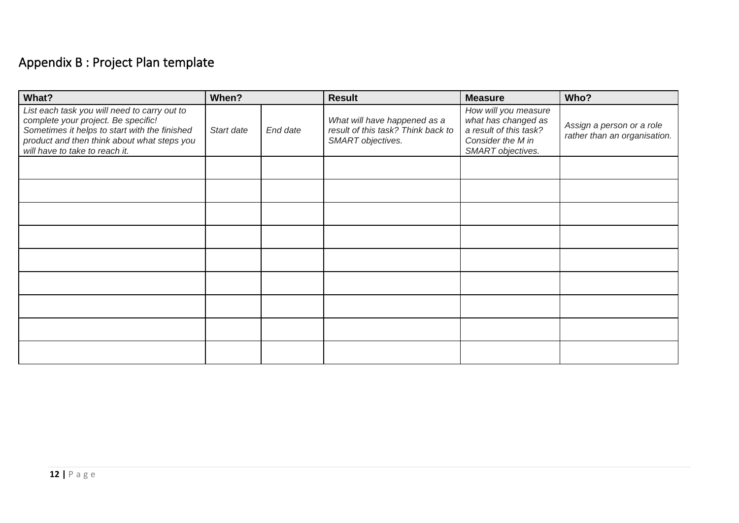## Appendix B : Project Plan template

| What? | When? | | Result | Measure | Who? |
|---|---|---|---|---|---|
| *List each task you will need to carry out to complete your project. Be specific! Sometimes it helps to start with the finished product and then think about what steps you will have to take to reach it.* | *Start date* | *End date* | *What will have happened as a result of this task? Think back to SMART objectives.* | *How will you measure what has changed as a result of this task? Consider the M in SMART objectives.* | *Assign a person or a role rather than an organisation.* |
| | | | | | |
| | | | | | |
| | | | | | |
| | | | | | |
| | | | | | |
| | | | | | |
| | | | | | |
| | | | | | |
| | | | | | |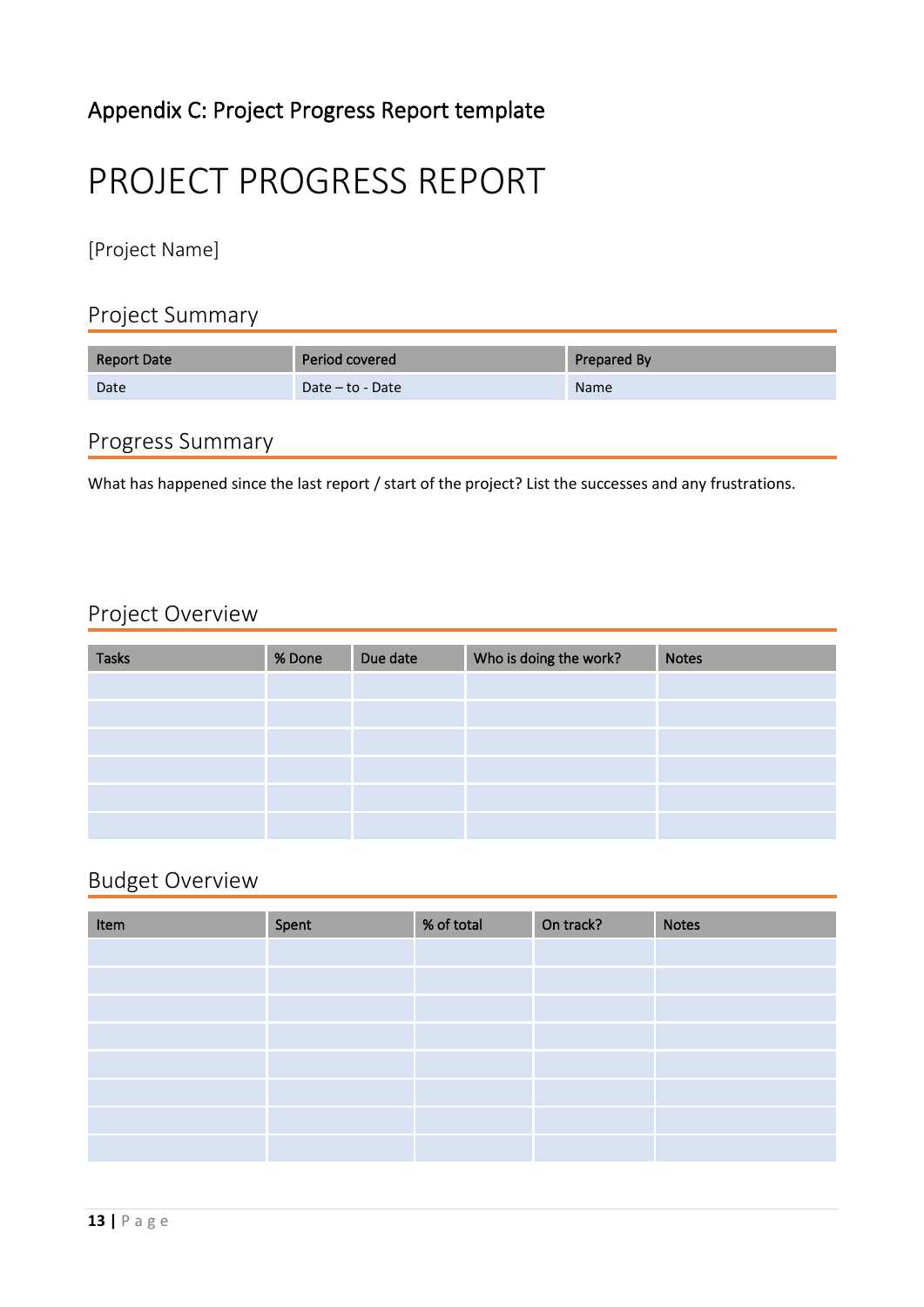## Appendix C: Project Progress Report template

# PROJECT PROGRESS REPORT

[Project Name]

## Project Summary

| Report Date | Period covered | Prepared By |
|---|---|---|
| Date | Date – to - Date | Name |

## Progress Summary

What has happened since the last report / start of the project? List the successes and any frustrations.

## Project Overview

| Tasks | % Done | Due date | Who is doing the work? | Notes |
|---|---|---|---|---|
| | | | | |
| | | | | |
| | | | | |
| | | | | |
| | | | | |
| | | | | |

## Budget Overview

| Item | Spent | % of total | On track? | Notes |
|---|---|---|---|---|
| | | | | |
| | | | | |
| | | | | |
| | | | | |
| | | | | |
| | | | | |
| | | | | |
| | | | | |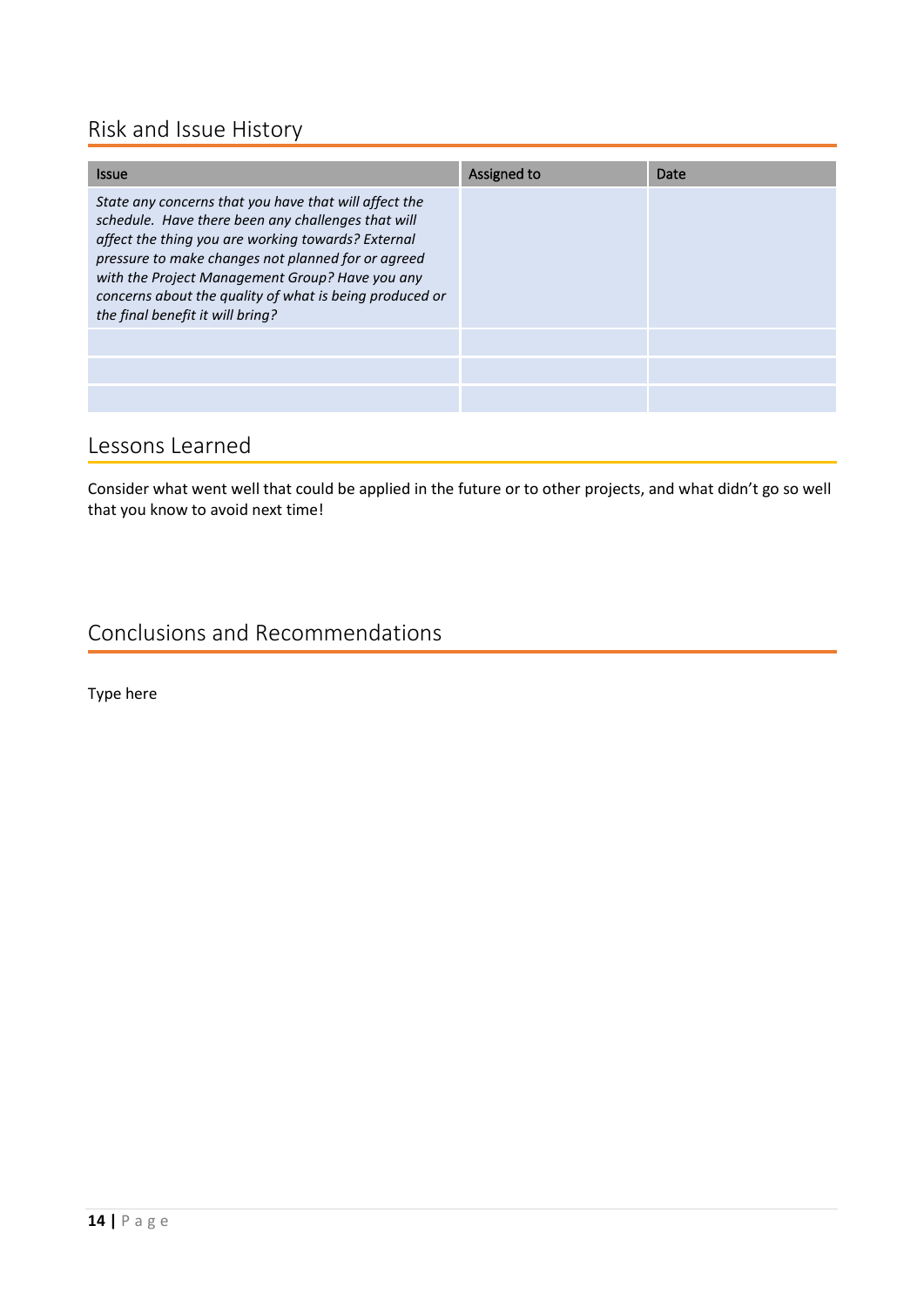## Risk and Issue History

| Issue | Assigned to | Date |
|---|---|---|
| *State any concerns that you have that will affect the schedule. Have there been any challenges that will affect the thing you are working towards? External pressure to make changes not planned for or agreed with the Project Management Group? Have you any concerns about the quality of what is being produced or the final benefit it will bring?* | | |
| | | |
| | | |
| | | |

## Lessons Learned

Consider what went well that could be applied in the future or to other projects, and what didn't go so well that you know to avoid next time!

## Conclusions and Recommendations

Type here